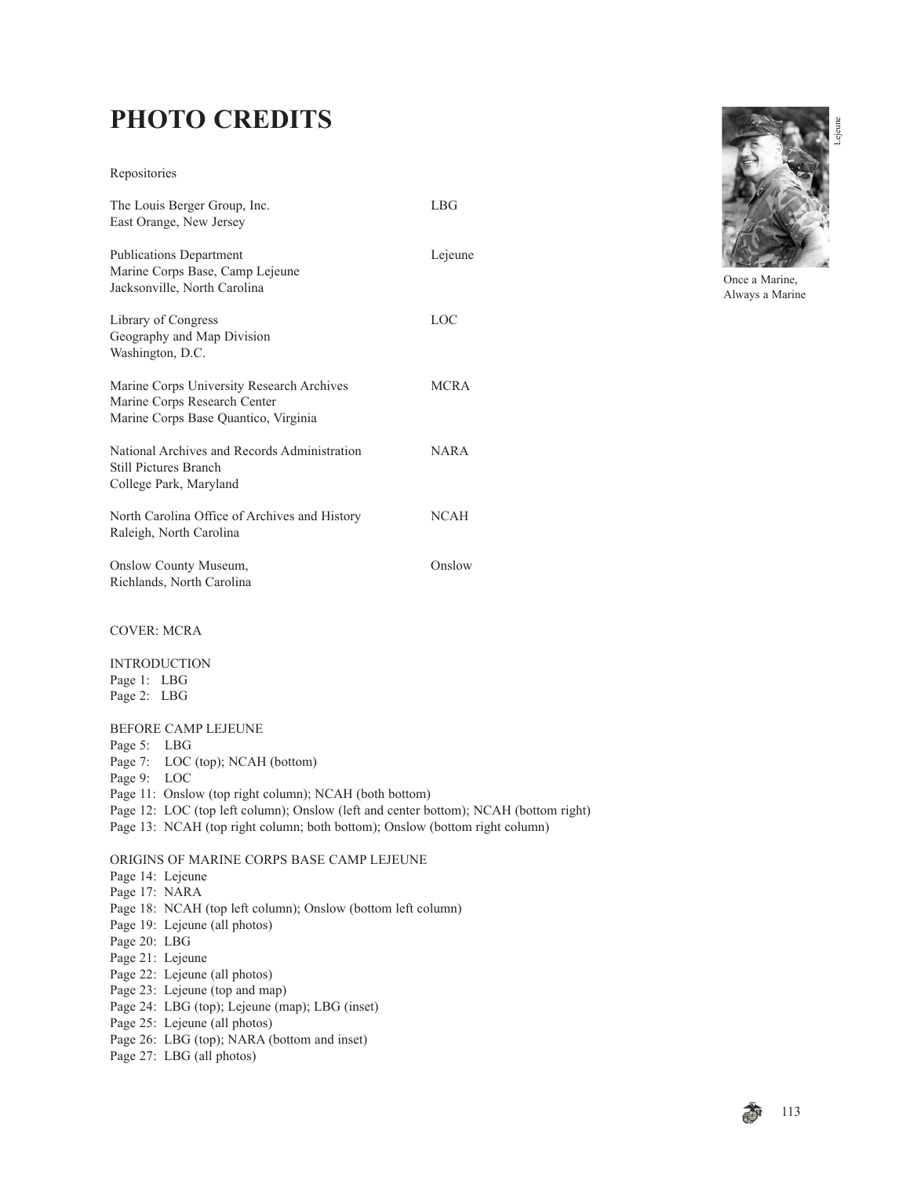# PHOTO CREDITS

Repositories

| | |
|---|---|
| The Louis Berger Group, Inc.<br>East Orange, New Jersey | LBG |
| Publications Department<br>Marine Corps Base, Camp Lejeune<br>Jacksonville, North Carolina | Lejeune |
| Library of Congress<br>Geography and Map Division<br>Washington, D.C. | LOC |
| Marine Corps University Research Archives<br>Marine Corps Research Center<br>Marine Corps Base Quantico, Virginia | MCRA |
| National Archives and Records Administration<br>Still Pictures Branch<br>College Park, Maryland | NARA |
| North Carolina Office of Archives and History<br>Raleigh, North Carolina | NCAH |
| Onslow County Museum,<br>Richlands, North Carolina | Onslow |

COVER: MCRA

INTRODUCTION
Page 1: LBG
Page 2: LBG

BEFORE CAMP LEJEUNE
Page 5: LBG
Page 7: LOC (top); NCAH (bottom)
Page 9: LOC
Page 11: Onslow (top right column); NCAH (both bottom)
Page 12: LOC (top left column); Onslow (left and center bottom); NCAH (bottom right)
Page 13: NCAH (top right column; both bottom); Onslow (bottom right column)

ORIGINS OF MARINE CORPS BASE CAMP LEJEUNE
Page 14: Lejeune
Page 17: NARA
Page 18: NCAH (top left column); Onslow (bottom left column)
Page 19: Lejeune (all photos)
Page 20: LBG
Page 21: Lejeune
Page 22: Lejeune (all photos)
Page 23: Lejeune (top and map)
Page 24: LBG (top); Lejeune (map); LBG (inset)
Page 25: Lejeune (all photos)
Page 26: LBG (top); NARA (bottom and inset)
Page 27: LBG (all photos)

Lejeune

Once a Marine,
Always a Marine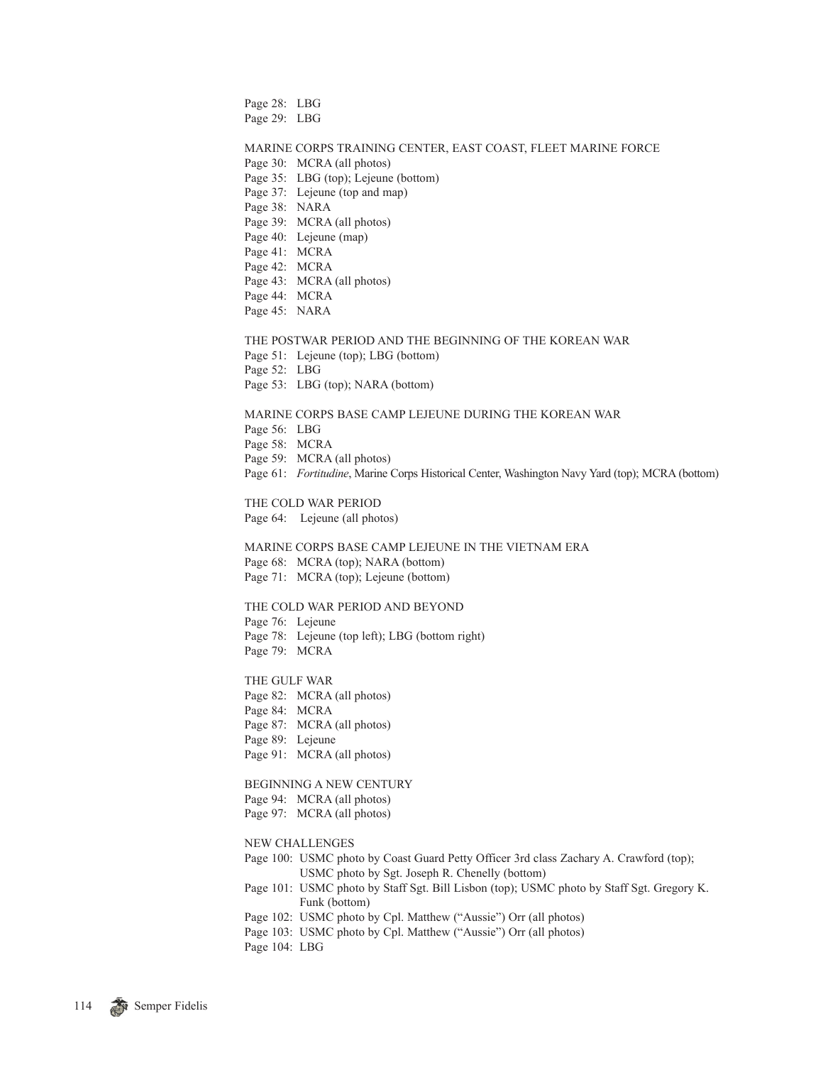Page 28: LBG
Page 29: LBG

MARINE CORPS TRAINING CENTER, EAST COAST, FLEET MARINE FORCE

Page 30: MCRA (all photos)
Page 35: LBG (top); Lejeune (bottom)
Page 37: Lejeune (top and map)
Page 38: NARA
Page 39: MCRA (all photos)
Page 40: Lejeune (map)
Page 41: MCRA
Page 42: MCRA
Page 43: MCRA (all photos)
Page 44: MCRA
Page 45: NARA

THE POSTWAR PERIOD AND THE BEGINNING OF THE KOREAN WAR

Page 51: Lejeune (top); LBG (bottom)
Page 52: LBG
Page 53: LBG (top); NARA (bottom)

MARINE CORPS BASE CAMP LEJEUNE DURING THE KOREAN WAR

Page 56: LBG
Page 58: MCRA
Page 59: MCRA (all photos)
Page 61: *Fortitudine*, Marine Corps Historical Center, Washington Navy Yard (top); MCRA (bottom)

THE COLD WAR PERIOD

Page 64: Lejeune (all photos)

MARINE CORPS BASE CAMP LEJEUNE IN THE VIETNAM ERA

Page 68: MCRA (top); NARA (bottom)
Page 71: MCRA (top); Lejeune (bottom)

THE COLD WAR PERIOD AND BEYOND

Page 76: Lejeune
Page 78: Lejeune (top left); LBG (bottom right)
Page 79: MCRA

THE GULF WAR

Page 82: MCRA (all photos)
Page 84: MCRA
Page 87: MCRA (all photos)
Page 89: Lejeune
Page 91: MCRA (all photos)

BEGINNING A NEW CENTURY

Page 94: MCRA (all photos)
Page 97: MCRA (all photos)

NEW CHALLENGES

Page 100: USMC photo by Coast Guard Petty Officer 3rd class Zachary A. Crawford (top); USMC photo by Sgt. Joseph R. Chenelly (bottom)
Page 101: USMC photo by Staff Sgt. Bill Lisbon (top); USMC photo by Staff Sgt. Gregory K. Funk (bottom)
Page 102: USMC photo by Cpl. Matthew ("Aussie") Orr (all photos)
Page 103: USMC photo by Cpl. Matthew ("Aussie") Orr (all photos)
Page 104: LBG